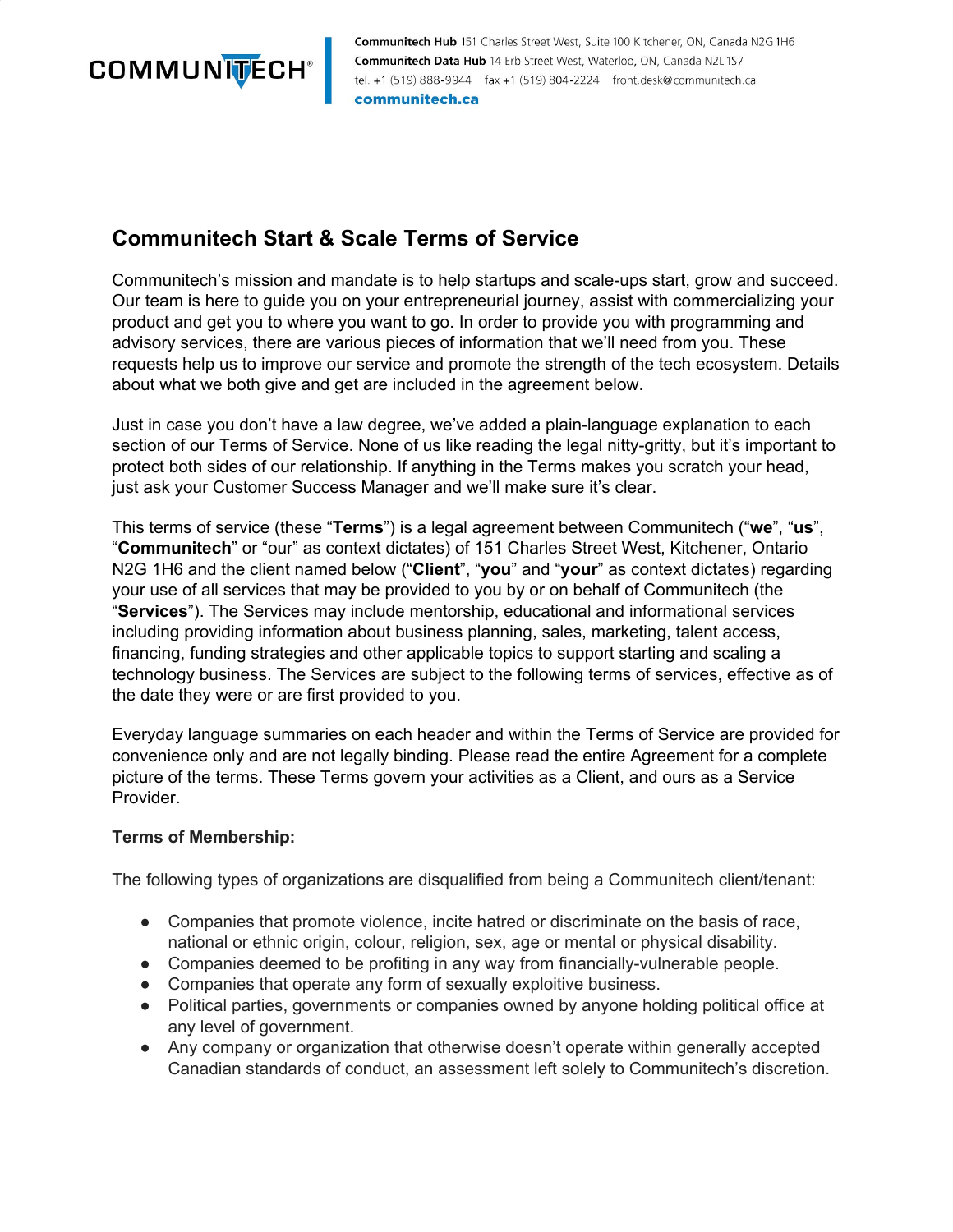# Communitech Start & Scale Terms of Service

Communitech's mission and mandate is to help startups and scale-ups start, grow and succeed. Our team is here to guide you on your entrepreneurial journey, assist with commercializing your product and get you to where you want to go. In order to provide you with programming and advisory services, there are various pieces of information that we'll need from you. These requests help us to improve our service and promote the strength of the tech ecosystem. Details about what we both give and get are included in the agreement below.

Just in case you don't have a law degree, we've added a plain-language explanation to each section of our Terms of Service. None of us like reading the legal nitty-gritty, but it's important to protect both sides of our relationship. If anything in the Terms makes you scratch your head, just ask your Customer Success Manager and we'll make sure it's clear.

This terms of service (these "**Terms**") is a legal agreement between Communitech ("**we**", "**us**", "**Communitech**" or "our" as context dictates) of 151 Charles Street West, Kitchener, Ontario N2G 1H6 and the client named below ("**Client**", "**you**" and "**your**" as context dictates) regarding your use of all services that may be provided to you by or on behalf of Communitech (the "**Services**"). The Services may include mentorship, educational and informational services including providing information about business planning, sales, marketing, talent access, financing, funding strategies and other applicable topics to support starting and scaling a technology business. The Services are subject to the following terms of services, effective as of the date they were or are first provided to you.

Everyday language summaries on each header and within the Terms of Service are provided for convenience only and are not legally binding. Please read the entire Agreement for a complete picture of the terms. These Terms govern your activities as a Client, and ours as a Service Provider.

**Terms of Membership:**

The following types of organizations are disqualified from being a Communitech client/tenant:

- Companies that promote violence, incite hatred or discriminate on the basis of race, national or ethnic origin, colour, religion, sex, age or mental or physical disability.
- Companies deemed to be profiting in any way from financially-vulnerable people.
- Companies that operate any form of sexually exploitive business.
- Political parties, governments or companies owned by anyone holding political office at any level of government.
- Any company or organization that otherwise doesn't operate within generally accepted Canadian standards of conduct, an assessment left solely to Communitech's discretion.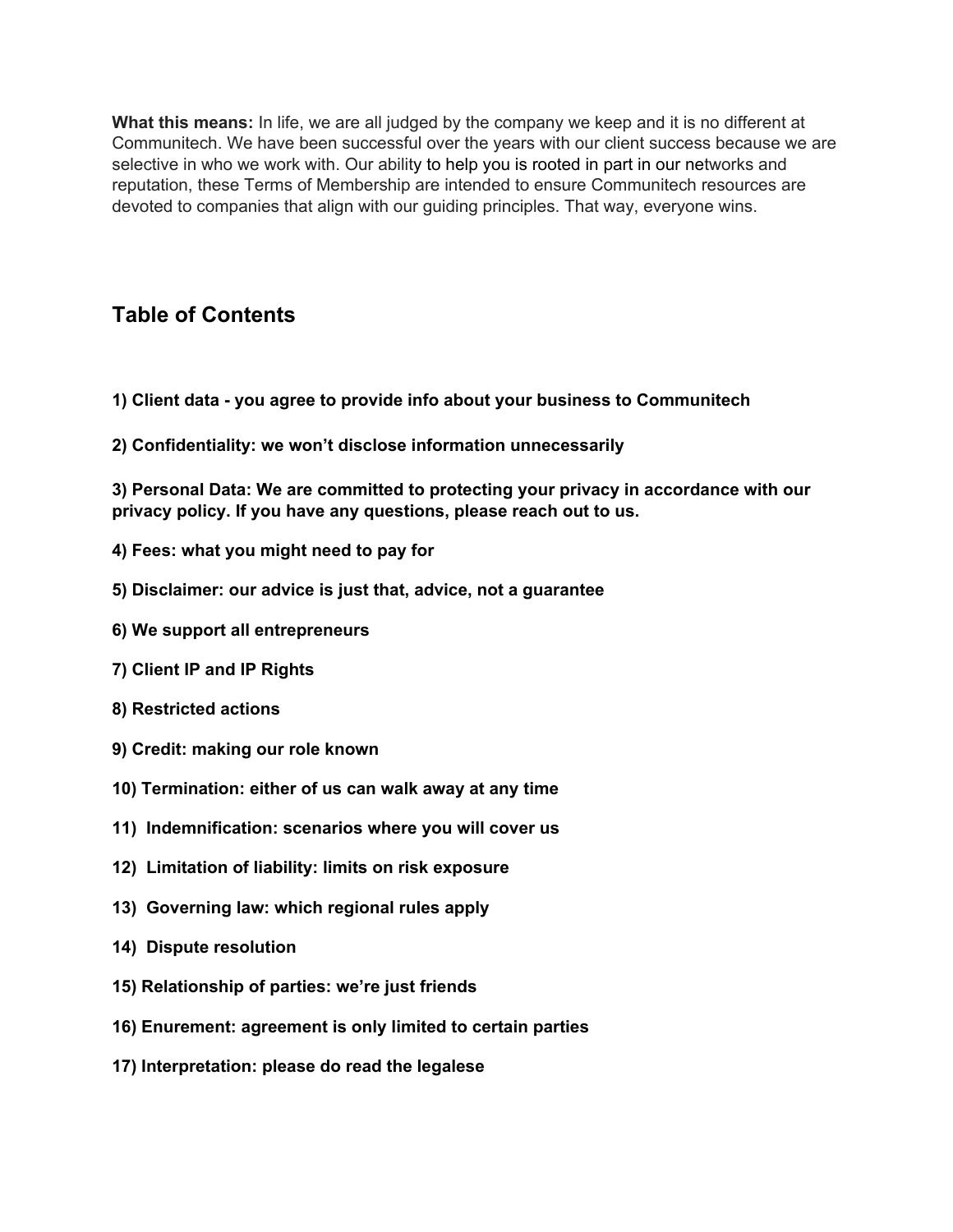**What this means:** In life, we are all judged by the company we keep and it is no different at Communitech. We have been successful over the years with our client success because we are selective in who we work with. Our ability to help you is rooted in part in our networks and reputation, these Terms of Membership are intended to ensure Communitech resources are devoted to companies that align with our guiding principles. That way, everyone wins.

## Table of Contents

**1) Client data - you agree to provide info about your business to Communitech**

**2) Confidentiality: we won't disclose information unnecessarily**

**3) Personal Data: We are committed to protecting your privacy in accordance with our privacy policy. If you have any questions, please reach out to us.**

**4) Fees: what you might need to pay for**

**5) Disclaimer: our advice is just that, advice, not a guarantee**

**6) We support all entrepreneurs**

**7) Client IP and IP Rights**

**8) Restricted actions**

**9) Credit: making our role known**

**10) Termination: either of us can walk away at any time**

**11) Indemnification: scenarios where you will cover us**

**12) Limitation of liability: limits on risk exposure**

**13) Governing law: which regional rules apply**

**14) Dispute resolution**

**15) Relationship of parties: we're just friends**

**16) Enurement: agreement is only limited to certain parties**

**17) Interpretation: please do read the legalese**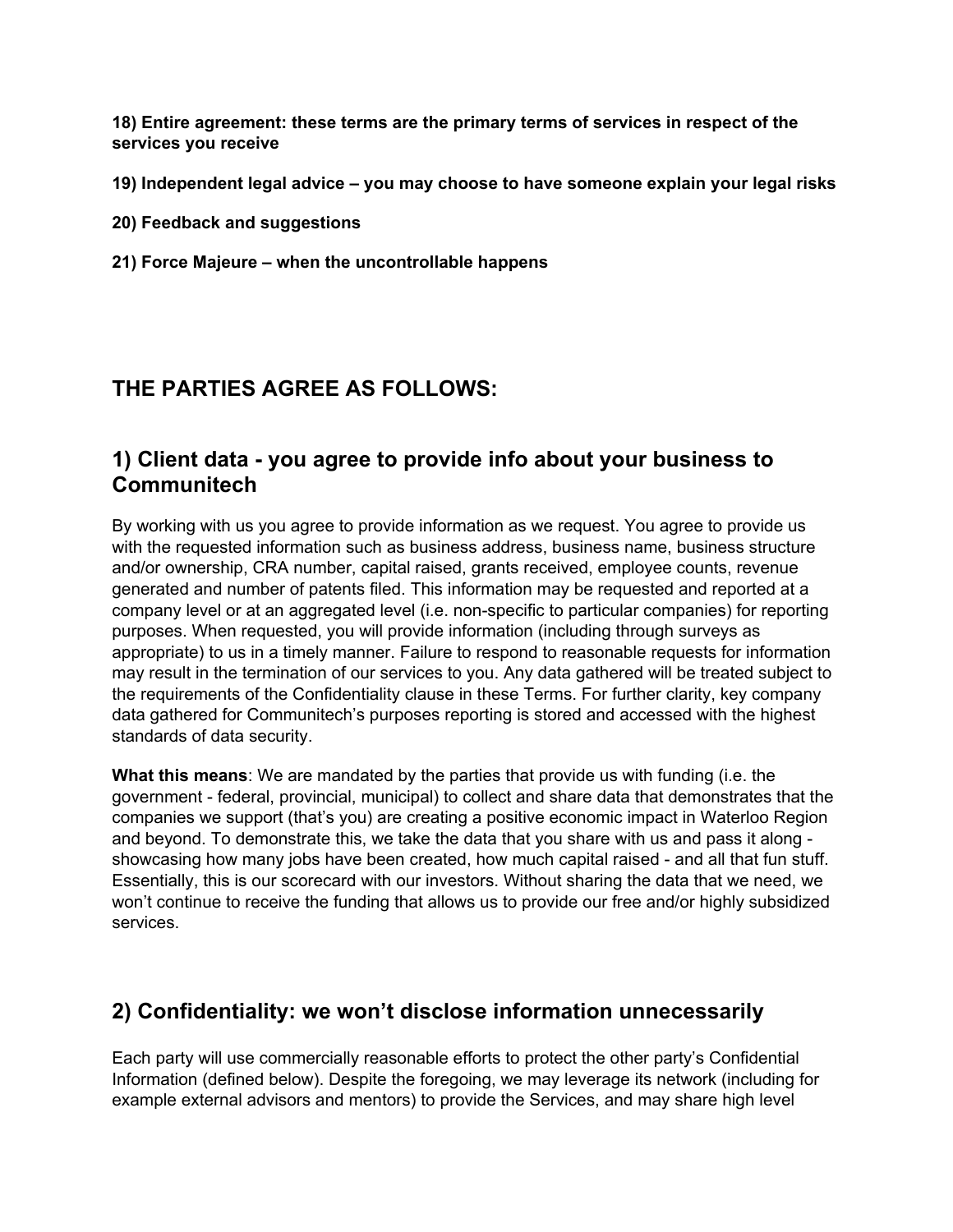**18) Entire agreement: these terms are the primary terms of services in respect of the services you receive**

**19) Independent legal advice – you may choose to have someone explain your legal risks**

**20) Feedback and suggestions**

**21) Force Majeure – when the uncontrollable happens**

## THE PARTIES AGREE AS FOLLOWS:

## 1) Client data - you agree to provide info about your business to Communitech

By working with us you agree to provide information as we request. You agree to provide us with the requested information such as business address, business name, business structure and/or ownership, CRA number, capital raised, grants received, employee counts, revenue generated and number of patents filed. This information may be requested and reported at a company level or at an aggregated level (i.e. non-specific to particular companies) for reporting purposes. When requested, you will provide information (including through surveys as appropriate) to us in a timely manner. Failure to respond to reasonable requests for information may result in the termination of our services to you. Any data gathered will be treated subject to the requirements of the Confidentiality clause in these Terms. For further clarity, key company data gathered for Communitech's purposes reporting is stored and accessed with the highest standards of data security.

**What this means**: We are mandated by the parties that provide us with funding (i.e. the government - federal, provincial, municipal) to collect and share data that demonstrates that the companies we support (that's you) are creating a positive economic impact in Waterloo Region and beyond. To demonstrate this, we take the data that you share with us and pass it along - showcasing how many jobs have been created, how much capital raised - and all that fun stuff. Essentially, this is our scorecard with our investors. Without sharing the data that we need, we won't continue to receive the funding that allows us to provide our free and/or highly subsidized services.

## 2) Confidentiality: we won't disclose information unnecessarily

Each party will use commercially reasonable efforts to protect the other party's Confidential Information (defined below). Despite the foregoing, we may leverage its network (including for example external advisors and mentors) to provide the Services, and may share high level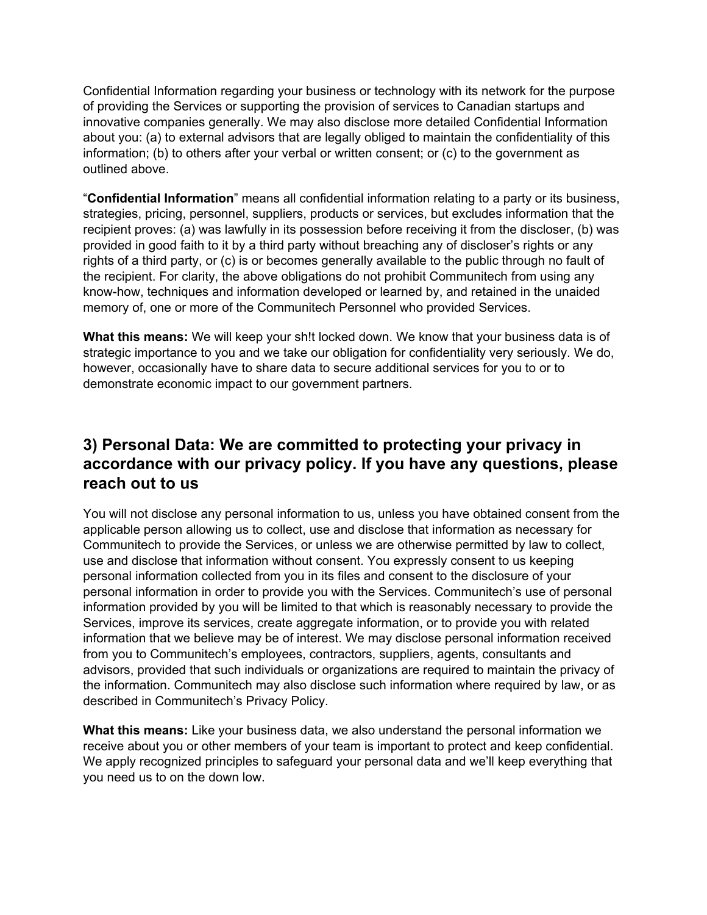Confidential Information regarding your business or technology with its network for the purpose of providing the Services or supporting the provision of services to Canadian startups and innovative companies generally. We may also disclose more detailed Confidential Information about you: (a) to external advisors that are legally obliged to maintain the confidentiality of this information; (b) to others after your verbal or written consent; or (c) to the government as outlined above.

"**Confidential Information**" means all confidential information relating to a party or its business, strategies, pricing, personnel, suppliers, products or services, but excludes information that the recipient proves: (a) was lawfully in its possession before receiving it from the discloser, (b) was provided in good faith to it by a third party without breaching any of discloser's rights or any rights of a third party, or (c) is or becomes generally available to the public through no fault of the recipient. For clarity, the above obligations do not prohibit Communitech from using any know-how, techniques and information developed or learned by, and retained in the unaided memory of, one or more of the Communitech Personnel who provided Services.

**What this means:** We will keep your sh!t locked down. We know that your business data is of strategic importance to you and we take our obligation for confidentiality very seriously. We do, however, occasionally have to share data to secure additional services for you to or to demonstrate economic impact to our government partners.

## 3) Personal Data: We are committed to protecting your privacy in accordance with our privacy policy. If you have any questions, please reach out to us

You will not disclose any personal information to us, unless you have obtained consent from the applicable person allowing us to collect, use and disclose that information as necessary for Communitech to provide the Services, or unless we are otherwise permitted by law to collect, use and disclose that information without consent. You expressly consent to us keeping personal information collected from you in its files and consent to the disclosure of your personal information in order to provide you with the Services. Communitech's use of personal information provided by you will be limited to that which is reasonably necessary to provide the Services, improve its services, create aggregate information, or to provide you with related information that we believe may be of interest. We may disclose personal information received from you to Communitech's employees, contractors, suppliers, agents, consultants and advisors, provided that such individuals or organizations are required to maintain the privacy of the information. Communitech may also disclose such information where required by law, or as described in Communitech's Privacy Policy.

**What this means:** Like your business data, we also understand the personal information we receive about you or other members of your team is important to protect and keep confidential. We apply recognized principles to safeguard your personal data and we'll keep everything that you need us to on the down low.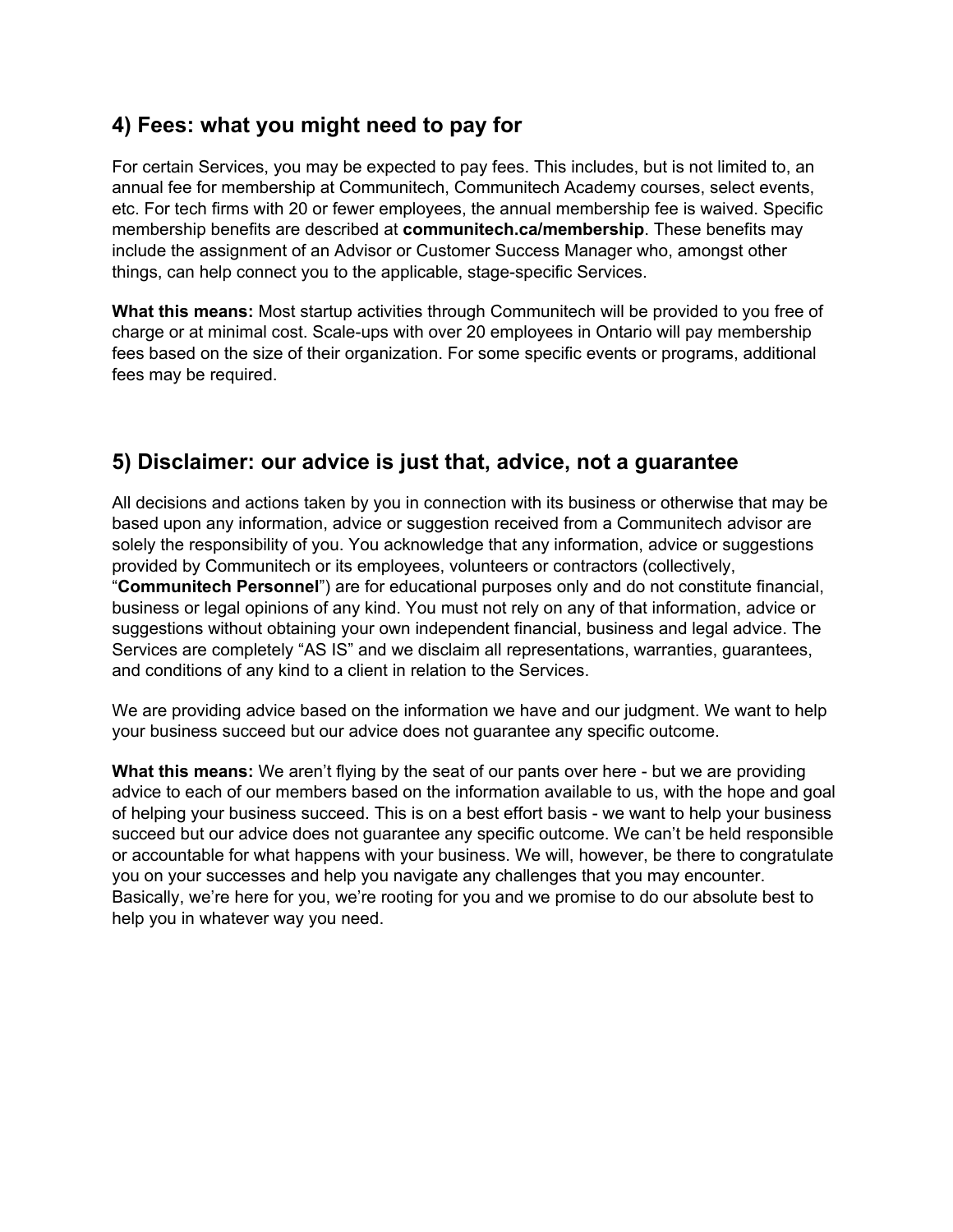## 4) Fees: what you might need to pay for

For certain Services, you may be expected to pay fees. This includes, but is not limited to, an annual fee for membership at Communitech, Communitech Academy courses, select events, etc. For tech firms with 20 or fewer employees, the annual membership fee is waived. Specific membership benefits are described at **communitech.ca/membership**. These benefits may include the assignment of an Advisor or Customer Success Manager who, amongst other things, can help connect you to the applicable, stage-specific Services.

**What this means:** Most startup activities through Communitech will be provided to you free of charge or at minimal cost. Scale-ups with over 20 employees in Ontario will pay membership fees based on the size of their organization. For some specific events or programs, additional fees may be required.

## 5) Disclaimer: our advice is just that, advice, not a guarantee

All decisions and actions taken by you in connection with its business or otherwise that may be based upon any information, advice or suggestion received from a Communitech advisor are solely the responsibility of you. You acknowledge that any information, advice or suggestions provided by Communitech or its employees, volunteers or contractors (collectively, "**Communitech Personnel**") are for educational purposes only and do not constitute financial, business or legal opinions of any kind. You must not rely on any of that information, advice or suggestions without obtaining your own independent financial, business and legal advice. The Services are completely "AS IS" and we disclaim all representations, warranties, guarantees, and conditions of any kind to a client in relation to the Services.

We are providing advice based on the information we have and our judgment. We want to help your business succeed but our advice does not guarantee any specific outcome.

**What this means:** We aren't flying by the seat of our pants over here - but we are providing advice to each of our members based on the information available to us, with the hope and goal of helping your business succeed. This is on a best effort basis - we want to help your business succeed but our advice does not guarantee any specific outcome. We can't be held responsible or accountable for what happens with your business. We will, however, be there to congratulate you on your successes and help you navigate any challenges that you may encounter. Basically, we're here for you, we're rooting for you and we promise to do our absolute best to help you in whatever way you need.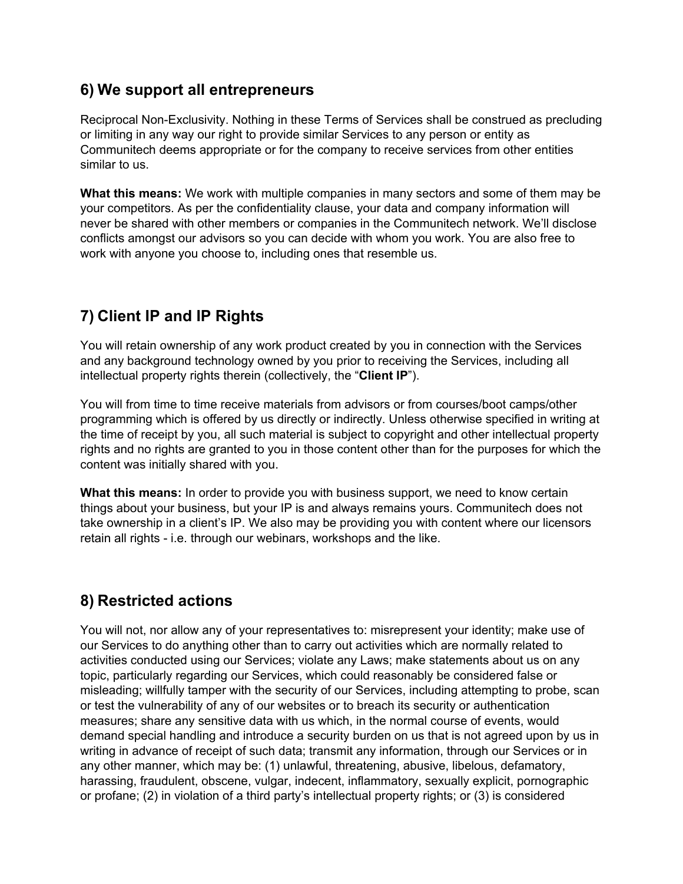## 6) We support all entrepreneurs

Reciprocal Non-Exclusivity. Nothing in these Terms of Services shall be construed as precluding or limiting in any way our right to provide similar Services to any person or entity as Communitech deems appropriate or for the company to receive services from other entities similar to us.

**What this means:** We work with multiple companies in many sectors and some of them may be your competitors. As per the confidentiality clause, your data and company information will never be shared with other members or companies in the Communitech network. We'll disclose conflicts amongst our advisors so you can decide with whom you work. You are also free to work with anyone you choose to, including ones that resemble us.

## 7) Client IP and IP Rights

You will retain ownership of any work product created by you in connection with the Services and any background technology owned by you prior to receiving the Services, including all intellectual property rights therein (collectively, the "**Client IP**").

You will from time to time receive materials from advisors or from courses/boot camps/other programming which is offered by us directly or indirectly. Unless otherwise specified in writing at the time of receipt by you, all such material is subject to copyright and other intellectual property rights and no rights are granted to you in those content other than for the purposes for which the content was initially shared with you.

**What this means:** In order to provide you with business support, we need to know certain things about your business, but your IP is and always remains yours. Communitech does not take ownership in a client's IP. We also may be providing you with content where our licensors retain all rights - i.e. through our webinars, workshops and the like.

## 8) Restricted actions

You will not, nor allow any of your representatives to: misrepresent your identity; make use of our Services to do anything other than to carry out activities which are normally related to activities conducted using our Services; violate any Laws; make statements about us on any topic, particularly regarding our Services, which could reasonably be considered false or misleading; willfully tamper with the security of our Services, including attempting to probe, scan or test the vulnerability of any of our websites or to breach its security or authentication measures; share any sensitive data with us which, in the normal course of events, would demand special handling and introduce a security burden on us that is not agreed upon by us in writing in advance of receipt of such data; transmit any information, through our Services or in any other manner, which may be: (1) unlawful, threatening, abusive, libelous, defamatory, harassing, fraudulent, obscene, vulgar, indecent, inflammatory, sexually explicit, pornographic or profane; (2) in violation of a third party's intellectual property rights; or (3) is considered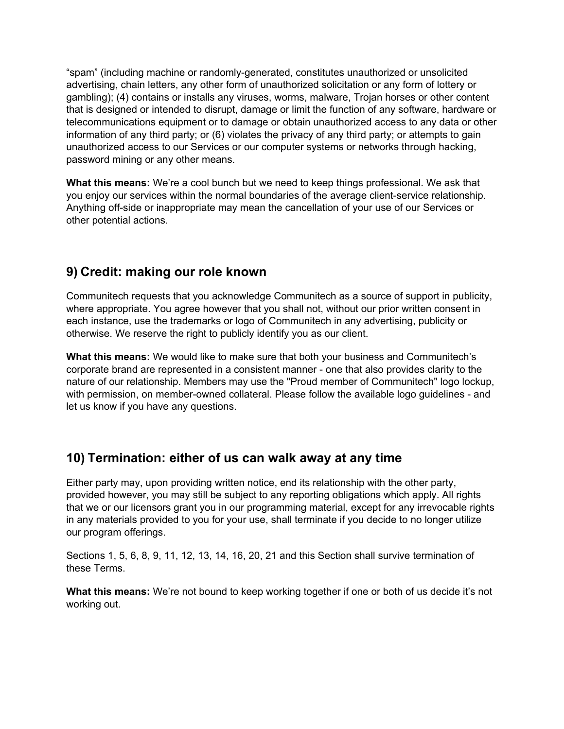“spam” (including machine or randomly-generated, constitutes unauthorized or unsolicited advertising, chain letters, any other form of unauthorized solicitation or any form of lottery or gambling); (4) contains or installs any viruses, worms, malware, Trojan horses or other content that is designed or intended to disrupt, damage or limit the function of any software, hardware or telecommunications equipment or to damage or obtain unauthorized access to any data or other information of any third party; or (6) violates the privacy of any third party; or attempts to gain unauthorized access to our Services or our computer systems or networks through hacking, password mining or any other means.

**What this means:** We’re a cool bunch but we need to keep things professional. We ask that you enjoy our services within the normal boundaries of the average client-service relationship. Anything off-side or inappropriate may mean the cancellation of your use of our Services or other potential actions.

## 9) Credit: making our role known

Communitech requests that you acknowledge Communitech as a source of support in publicity, where appropriate. You agree however that you shall not, without our prior written consent in each instance, use the trademarks or logo of Communitech in any advertising, publicity or otherwise. We reserve the right to publicly identify you as our client.

**What this means:** We would like to make sure that both your business and Communitech’s corporate brand are represented in a consistent manner - one that also provides clarity to the nature of our relationship. Members may use the "Proud member of Communitech" logo lockup, with permission, on member-owned collateral. Please follow the available logo guidelines - and let us know if you have any questions.

## 10) Termination: either of us can walk away at any time

Either party may, upon providing written notice, end its relationship with the other party, provided however, you may still be subject to any reporting obligations which apply. All rights that we or our licensors grant you in our programming material, except for any irrevocable rights in any materials provided to you for your use, shall terminate if you decide to no longer utilize our program offerings.

Sections 1, 5, 6, 8, 9, 11, 12, 13, 14, 16, 20, 21 and this Section shall survive termination of these Terms.

**What this means:** We’re not bound to keep working together if one or both of us decide it’s not working out.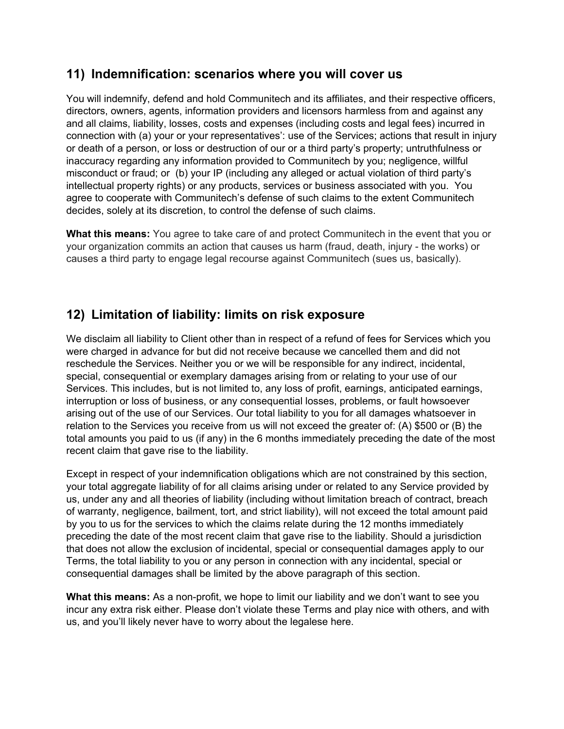## 11) Indemnification: scenarios where you will cover us

You will indemnify, defend and hold Communitech and its affiliates, and their respective officers, directors, owners, agents, information providers and licensors harmless from and against any and all claims, liability, losses, costs and expenses (including costs and legal fees) incurred in connection with (a) your or your representatives': use of the Services; actions that result in injury or death of a person, or loss or destruction of our or a third party's property; untruthfulness or inaccuracy regarding any information provided to Communitech by you; negligence, willful misconduct or fraud; or (b) your IP (including any alleged or actual violation of third party's intellectual property rights) or any products, services or business associated with you. You agree to cooperate with Communitech's defense of such claims to the extent Communitech decides, solely at its discretion, to control the defense of such claims.

**What this means:** You agree to take care of and protect Communitech in the event that you or your organization commits an action that causes us harm (fraud, death, injury - the works) or causes a third party to engage legal recourse against Communitech (sues us, basically).

## 12) Limitation of liability: limits on risk exposure

We disclaim all liability to Client other than in respect of a refund of fees for Services which you were charged in advance for but did not receive because we cancelled them and did not reschedule the Services. Neither you or we will be responsible for any indirect, incidental, special, consequential or exemplary damages arising from or relating to your use of our Services. This includes, but is not limited to, any loss of profit, earnings, anticipated earnings, interruption or loss of business, or any consequential losses, problems, or fault howsoever arising out of the use of our Services. Our total liability to you for all damages whatsoever in relation to the Services you receive from us will not exceed the greater of: (A) $500 or (B) the total amounts you paid to us (if any) in the 6 months immediately preceding the date of the most recent claim that gave rise to the liability.

Except in respect of your indemnification obligations which are not constrained by this section, your total aggregate liability of for all claims arising under or related to any Service provided by us, under any and all theories of liability (including without limitation breach of contract, breach of warranty, negligence, bailment, tort, and strict liability), will not exceed the total amount paid by you to us for the services to which the claims relate during the 12 months immediately preceding the date of the most recent claim that gave rise to the liability. Should a jurisdiction that does not allow the exclusion of incidental, special or consequential damages apply to our Terms, the total liability to you or any person in connection with any incidental, special or consequential damages shall be limited by the above paragraph of this section.

**What this means:** As a non-profit, we hope to limit our liability and we don't want to see you incur any extra risk either. Please don't violate these Terms and play nice with others, and with us, and you'll likely never have to worry about the legalese here.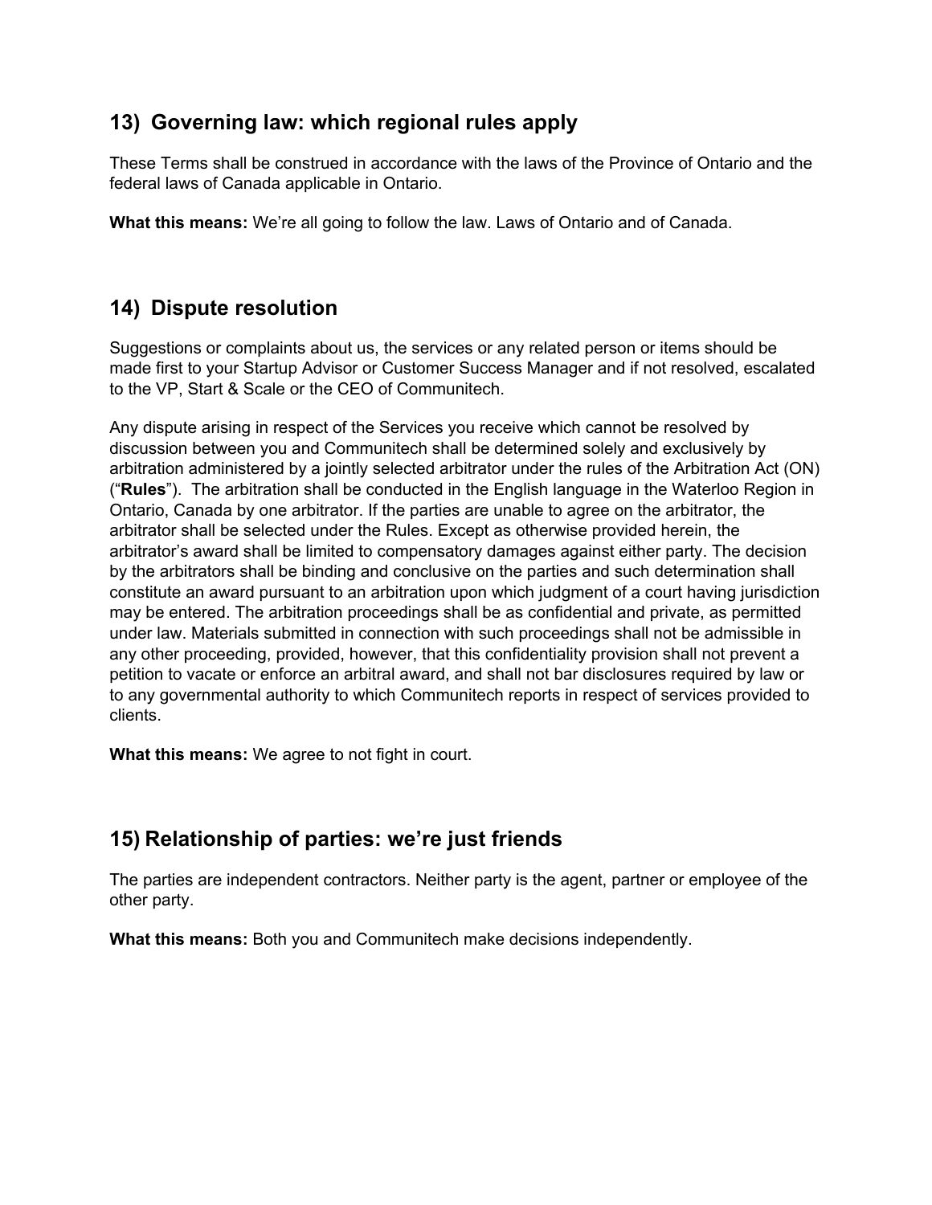## 13) Governing law: which regional rules apply

These Terms shall be construed in accordance with the laws of the Province of Ontario and the federal laws of Canada applicable in Ontario.

**What this means:** We're all going to follow the law. Laws of Ontario and of Canada.

## 14) Dispute resolution

Suggestions or complaints about us, the services or any related person or items should be made first to your Startup Advisor or Customer Success Manager and if not resolved, escalated to the VP, Start & Scale or the CEO of Communitech.

Any dispute arising in respect of the Services you receive which cannot be resolved by discussion between you and Communitech shall be determined solely and exclusively by arbitration administered by a jointly selected arbitrator under the rules of the Arbitration Act (ON) ("**Rules**"). The arbitration shall be conducted in the English language in the Waterloo Region in Ontario, Canada by one arbitrator. If the parties are unable to agree on the arbitrator, the arbitrator shall be selected under the Rules. Except as otherwise provided herein, the arbitrator's award shall be limited to compensatory damages against either party. The decision by the arbitrators shall be binding and conclusive on the parties and such determination shall constitute an award pursuant to an arbitration upon which judgment of a court having jurisdiction may be entered. The arbitration proceedings shall be as confidential and private, as permitted under law. Materials submitted in connection with such proceedings shall not be admissible in any other proceeding, provided, however, that this confidentiality provision shall not prevent a petition to vacate or enforce an arbitral award, and shall not bar disclosures required by law or to any governmental authority to which Communitech reports in respect of services provided to clients.

**What this means:** We agree to not fight in court.

## 15) Relationship of parties: we're just friends

The parties are independent contractors. Neither party is the agent, partner or employee of the other party.

**What this means:** Both you and Communitech make decisions independently.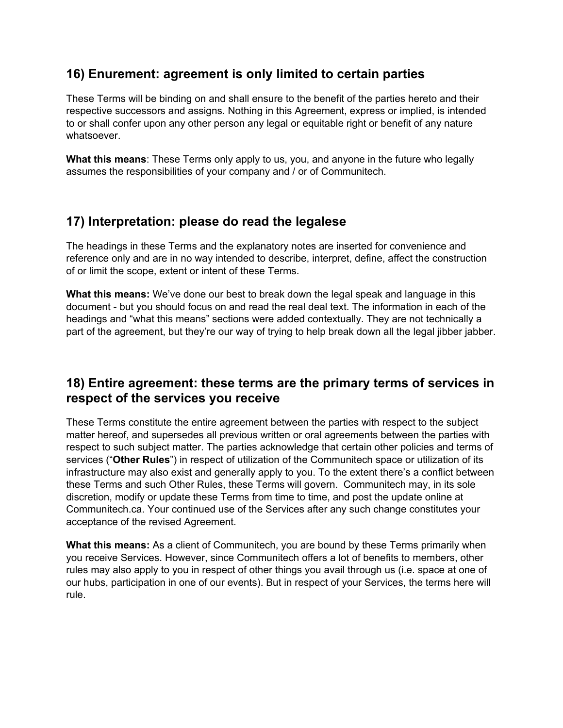## 16) Enurement: agreement is only limited to certain parties

These Terms will be binding on and shall ensure to the benefit of the parties hereto and their respective successors and assigns. Nothing in this Agreement, express or implied, is intended to or shall confer upon any other person any legal or equitable right or benefit of any nature whatsoever.

**What this means**: These Terms only apply to us, you, and anyone in the future who legally assumes the responsibilities of your company and / or of Communitech.

## 17) Interpretation: please do read the legalese

The headings in these Terms and the explanatory notes are inserted for convenience and reference only and are in no way intended to describe, interpret, define, affect the construction of or limit the scope, extent or intent of these Terms.

**What this means:** We've done our best to break down the legal speak and language in this document - but you should focus on and read the real deal text. The information in each of the headings and "what this means" sections were added contextually. They are not technically a part of the agreement, but they're our way of trying to help break down all the legal jibber jabber.

## 18) Entire agreement: these terms are the primary terms of services in respect of the services you receive

These Terms constitute the entire agreement between the parties with respect to the subject matter hereof, and supersedes all previous written or oral agreements between the parties with respect to such subject matter. The parties acknowledge that certain other policies and terms of services ("**Other Rules**") in respect of utilization of the Communitech space or utilization of its infrastructure may also exist and generally apply to you. To the extent there's a conflict between these Terms and such Other Rules, these Terms will govern. Communitech may, in its sole discretion, modify or update these Terms from time to time, and post the update online at Communitech.ca. Your continued use of the Services after any such change constitutes your acceptance of the revised Agreement.

**What this means:** As a client of Communitech, you are bound by these Terms primarily when you receive Services. However, since Communitech offers a lot of benefits to members, other rules may also apply to you in respect of other things you avail through us (i.e. space at one of our hubs, participation in one of our events). But in respect of your Services, the terms here will rule.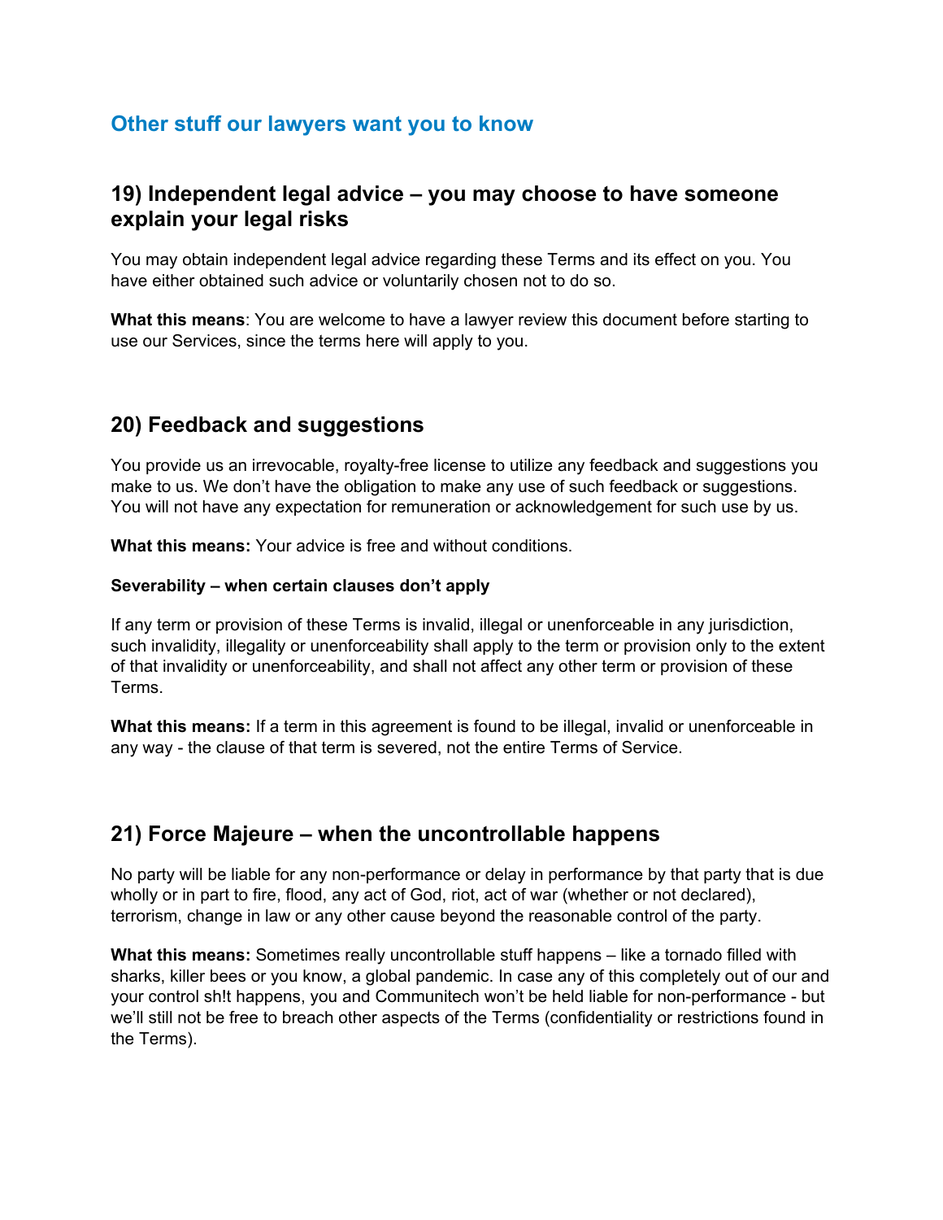## Other stuff our lawyers want you to know

### 19) Independent legal advice – you may choose to have someone explain your legal risks

You may obtain independent legal advice regarding these Terms and its effect on you. You have either obtained such advice or voluntarily chosen not to do so.

**What this means**: You are welcome to have a lawyer review this document before starting to use our Services, since the terms here will apply to you.

### 20) Feedback and suggestions

You provide us an irrevocable, royalty-free license to utilize any feedback and suggestions you make to us. We don't have the obligation to make any use of such feedback or suggestions. You will not have any expectation for remuneration or acknowledgement for such use by us.

**What this means:** Your advice is free and without conditions.

**Severability – when certain clauses don't apply**

If any term or provision of these Terms is invalid, illegal or unenforceable in any jurisdiction, such invalidity, illegality or unenforceability shall apply to the term or provision only to the extent of that invalidity or unenforceability, and shall not affect any other term or provision of these Terms.

**What this means:** If a term in this agreement is found to be illegal, invalid or unenforceable in any way - the clause of that term is severed, not the entire Terms of Service.

### 21) Force Majeure – when the uncontrollable happens

No party will be liable for any non-performance or delay in performance by that party that is due wholly or in part to fire, flood, any act of God, riot, act of war (whether or not declared), terrorism, change in law or any other cause beyond the reasonable control of the party.

**What this means:** Sometimes really uncontrollable stuff happens – like a tornado filled with sharks, killer bees or you know, a global pandemic. In case any of this completely out of our and your control sh!t happens, you and Communitech won't be held liable for non-performance - but we'll still not be free to breach other aspects of the Terms (confidentiality or restrictions found in the Terms).